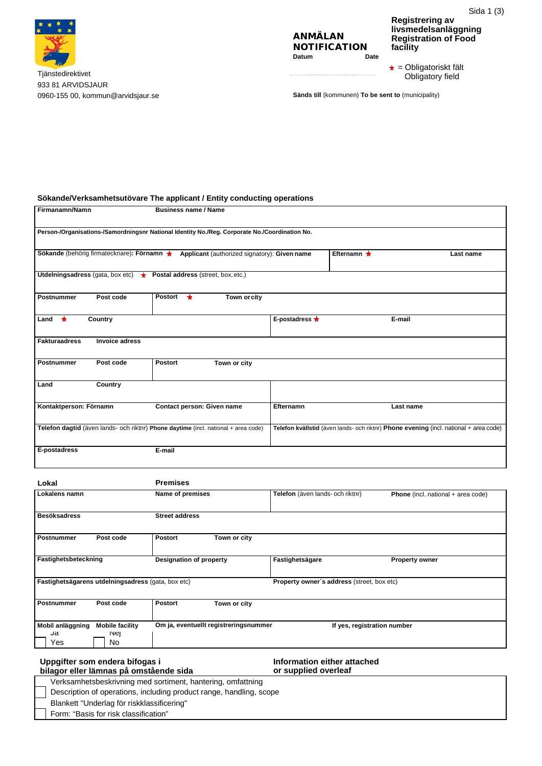Tjänstedirektivet
933 81 ARVIDSJAUR
0960-155 00, kommun@arvidsjaur.se

**ANMÄLAN**
**NOTIFICATION**

**Datum** **Date**

..........................................

**Registrering av livsmedelsanläggning**
**Registration of Food facility**

★ = Obligatoriskt fält
Obligatory field

**Sänds till** (kommunen) **To be sent to** (municipality)

### Sökande/Verksamhetsutövare The applicant / Entity conducting operations

| | | | |
|---|---|---|---|
| **Firmanamn/Namn** **Business name / Name** | | | |
| **Person-/Organisations-/Samordningsnr National Identity No./Reg. Corporate No./Coordination No.** | | | |
| **Sökande** (behörig firmatecknare)**: Förnamn** ★ **Applicant** (authorized signatory): **Given name** | | **Efternamn** ★ **Last name** | |
| **Utdelningsadress** (gata, box etc) ★ **Postal address** (street, box, etc.) | | | |
| **Postnummer** **Post code** | **Postort** ★ **Town or city** | | |
| **Land** ★ **Country** | | **E-postadress** ★ **E-mail** | |
| **Fakturaadress** **Invoice adress** | | | |
| **Postnummer** **Post code** | **Postort** **Town or city** | | |
| **Land** **Country** | | | |
| **Kontaktperson: Förnamn** | **Contact person: Given name** | **Efternamn** | **Last name** |
| **Telefon dagtid** (även lands- och riktnr) **Phone daytime** (incl. national + area code) | | **Telefon kvällstid** (även lands- och riktnr) **Phone evening** (incl. national + area code) | |
| **E-postadress** | **E-mail** | | |

### Lokal Premises

| | | | |
|---|---|---|---|
| **Lokalens namn** | **Name of premises** | **Telefon** (även lands- och riktnr) | **Phone** (incl. national + area code) |
| **Besöksadress** | **Street address** | | |
| **Postnummer** **Post code** | **Postort** **Town or city** | | |
| **Fastighetsbeteckning** | **Designation of property** | **Fastighetsägare** | **Property owner** |
| **Fastighetsägarens utdelningsadress** (gata, box etc) | | **Property owner´s address** (street, box etc) | |
| **Postnummer** **Post code** | **Postort** **Town or city** | | |
| **Mobil anläggning** **Mobile facility** ☐ Ja Yes ☐ Nej No | **Om ja, eventuellt registreringsnummer** | **If yes, registration number** | |

### Uppgifter som endera bifogas i bilagor eller lämnas på omstående sida / Information either attached or supplied overleaf

- ☐ Verksamhetsbeskrivning med sortiment, hantering, omfattning
  Description of operations, including product range, handling, scope
- ☐ Blankett "Underlag för riskklassificering"
  Form: "Basis for risk classification"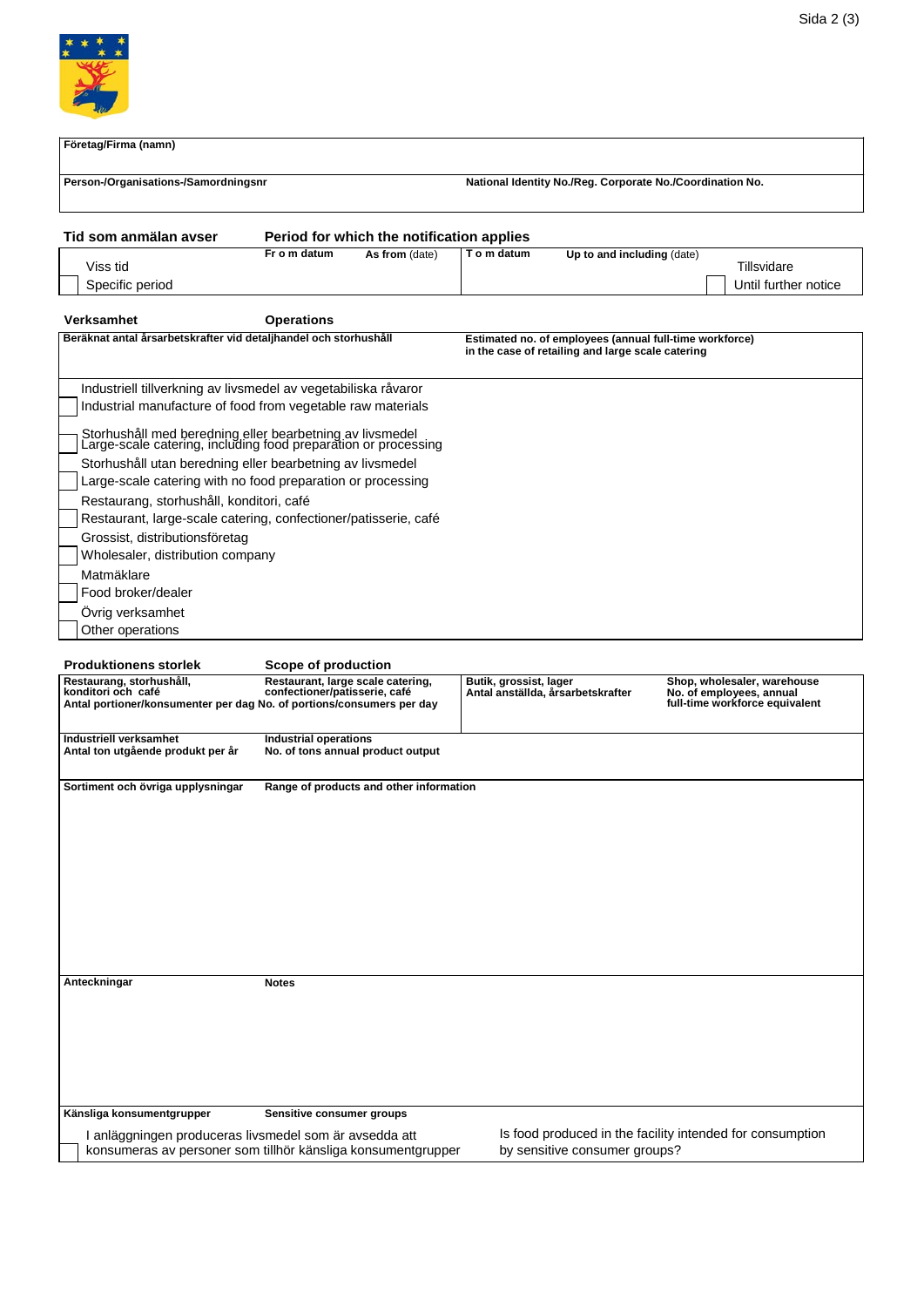| Företag/Firma (namn) | |
|---|---|
| | |
| **Person-/Organisations-/Samordningsnr** | **National Identity No./Reg. Corporate No./Coordination No.** |
| | |

**Tid som anmälan avser** — **Period for which the notification applies**

| | Fr o m datum — As from (date) | T o m datum — Up to and including (date) | |
|---|---|---|---|
| ☐ Viss tid / Specific period | | | ☐ Tillsvidare / Until further notice |

**Verksamhet** — **Operations**

| Beräknat antal årsarbetskrafter vid detaljhandel och storhushåll | Estimated no. of employees (annual full-time workforce) in the case of retailing and large scale catering |
|---|---|
| | |

- ☐ Industriell tillverkning av livsmedel av vegetabiliska råvaror / Industrial manufacture of food from vegetable raw materials
- ☐ Storhushåll med beredning eller bearbetning av livsmedel / Large-scale catering, including food preparation or processing
- ☐ Storhushåll utan beredning eller bearbetning av livsmedel / Large-scale catering with no food preparation or processing
- ☐ Restaurang, storhushåll, konditori, café / Restaurant, large-scale catering, confectioner/patisserie, café
- ☐ Grossist, distributionsföretag / Wholesaler, distribution company
- ☐ Matmäklare / Food broker/dealer
- ☐ Övrig verksamhet / Other operations

**Produktionens storlek** — **Scope of production**

| Restaurang, storhushåll, konditori och café — Restaurant, large scale catering, confectioner/patisserie, café<br>Antal portioner/konsumenter per dag — No. of portions/consumers per day | Butik, grossist, lager — Shop, wholesaler, warehouse<br>Antal anställda, årsarbetskrafter — No. of employees, annual full-time workforce equivalent |
|---|---|
| | |

| Industriell verksamhet — Industrial operations<br>Antal ton utgående produkt per år — No. of tons annual product output |
|---|
| |

| Sortiment och övriga upplysningar — Range of products and other information |
|---|
| |

| Anteckningar — Notes |
|---|
| |

**Känsliga konsumentgrupper** — **Sensitive consumer groups**

☐ I anläggningen produceras livsmedel som är avsedda att konsumeras av personer som tillhör känsliga konsumentgrupper — Is food produced in the facility intended for consumption by sensitive consumer groups?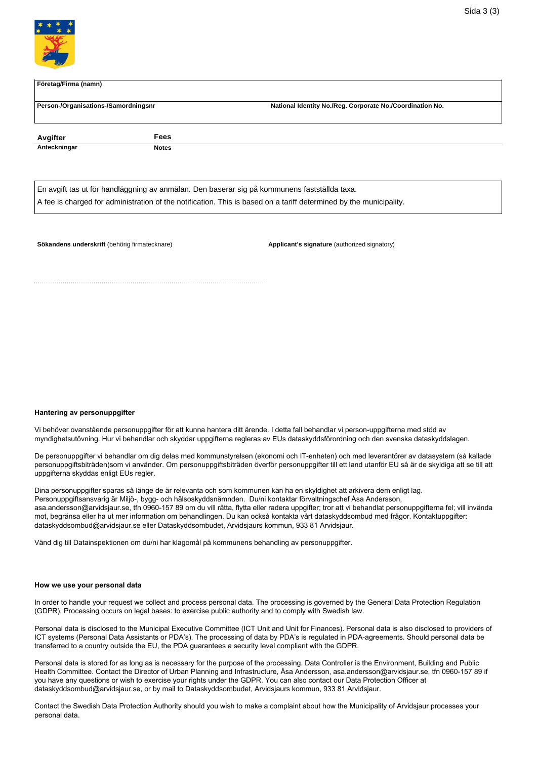| Företag/Firma (namn) | |
| --- | --- |
| Person-/Organisations-/Samordningsnr | National Identity No./Reg. Corporate No./Coordination No. |

**Avgifter** **Fees**

**Anteckningar** **Notes**

En avgift tas ut för handläggning av anmälan. Den baserar sig på kommunens fastställda taxa.
A fee is charged for administration of the notification. This is based on a tariff determined by the municipality.

**Sökandens underskrift** (behörig firmatecknare) **Applicant's signature** (authorized signatory)

.......................................................................................................................

#### Hantering av personuppgifter

Vi behöver ovanstående personuppgifter för att kunna hantera ditt ärende. I detta fall behandlar vi person-uppgifterna med stöd av myndighetsutövning. Hur vi behandlar och skyddar uppgifterna regleras av EUs dataskyddsförordning och den svenska dataskyddslagen.

De personuppgifter vi behandlar om dig delas med kommunstyrelsen (ekonomi och IT-enheten) och med leverantörer av datasystem (så kallade personuppgiftsbiträden)som vi använder. Om personuppgiftsbiträden överför personuppgifter till ett land utanför EU så är de skyldiga att se till att uppgifterna skyddas enligt EUs regler.

Dina personuppgifter sparas så länge de är relevanta och som kommunen kan ha en skyldighet att arkivera dem enligt lag. Personuppgiftsansvarig är Miljö-, bygg- och hälsoskyddsnämnden. Du/ni kontaktar förvaltningschef Åsa Andersson, asa.andersson@arvidsjaur.se, tfn 0960-157 89 om du vill rätta, flytta eller radera uppgifter; tror att vi behandlat personuppgifterna fel; vill invända mot, begränsa eller ha ut mer information om behandlingen. Du kan också kontakta vårt dataskyddsombud med frågor. Kontaktuppgifter: dataskyddsombud@arvidsjaur.se eller Dataskyddsombudet, Arvidsjaurs kommun, 933 81 Arvidsjaur.

Vänd dig till Datainspektionen om du/ni har klagomål på kommunens behandling av personuppgifter.

#### How we use your personal data

In order to handle your request we collect and process personal data. The processing is governed by the General Data Protection Regulation (GDPR). Processing occurs on legal bases: to exercise public authority and to comply with Swedish law.

Personal data is disclosed to the Municipal Executive Committee (ICT Unit and Unit for Finances). Personal data is also disclosed to providers of ICT systems (Personal Data Assistants or PDA's). The processing of data by PDA's is regulated in PDA-agreements. Should personal data be transferred to a country outside the EU, the PDA guarantees a security level compliant with the GDPR.

Personal data is stored for as long as is necessary for the purpose of the processing. Data Controller is the Environment, Building and Public Health Committee. Contact the Director of Urban Planning and Infrastructure, Åsa Andersson, asa.andersson@arvidsjaur.se, tfn 0960-157 89 if you have any questions or wish to exercise your rights under the GDPR. You can also contact our Data Protection Officer at dataskyddsombud@arvidsjaur.se, or by mail to Dataskyddsombudet, Arvidsjaurs kommun, 933 81 Arvidsjaur.

Contact the Swedish Data Protection Authority should you wish to make a complaint about how the Municipality of Arvidsjaur processes your personal data.